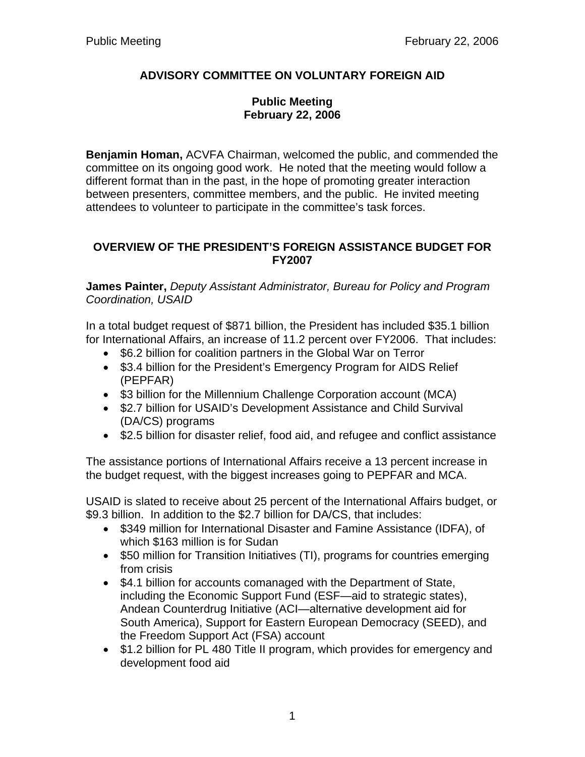# ADVISORY COMMITTEE ON VOLUNTARY FOREIGN AID

## Public Meeting
## February 22, 2006

**Benjamin Homan,** ACVFA Chairman, welcomed the public, and commended the committee on its ongoing good work. He noted that the meeting would follow a different format than in the past, in the hope of promoting greater interaction between presenters, committee members, and the public. He invited meeting attendees to volunteer to participate in the committee's task forces.

## OVERVIEW OF THE PRESIDENT'S FOREIGN ASSISTANCE BUDGET FOR FY2007

**James Painter,** *Deputy Assistant Administrator, Bureau for Policy and Program Coordination, USAID*

In a total budget request of $871 billion, the President has included $35.1 billion for International Affairs, an increase of 11.2 percent over FY2006. That includes:

- $6.2 billion for coalition partners in the Global War on Terror
- $3.4 billion for the President's Emergency Program for AIDS Relief (PEPFAR)
- $3 billion for the Millennium Challenge Corporation account (MCA)
- $2.7 billion for USAID's Development Assistance and Child Survival (DA/CS) programs
- $2.5 billion for disaster relief, food aid, and refugee and conflict assistance

The assistance portions of International Affairs receive a 13 percent increase in the budget request, with the biggest increases going to PEPFAR and MCA.

USAID is slated to receive about 25 percent of the International Affairs budget, or $9.3 billion. In addition to the $2.7 billion for DA/CS, that includes:

- $349 million for International Disaster and Famine Assistance (IDFA), of which $163 million is for Sudan
- $50 million for Transition Initiatives (TI), programs for countries emerging from crisis
- $4.1 billion for accounts comanaged with the Department of State, including the Economic Support Fund (ESF—aid to strategic states), Andean Counterdrug Initiative (ACI—alternative development aid for South America), Support for Eastern European Democracy (SEED), and the Freedom Support Act (FSA) account
- $1.2 billion for PL 480 Title II program, which provides for emergency and development food aid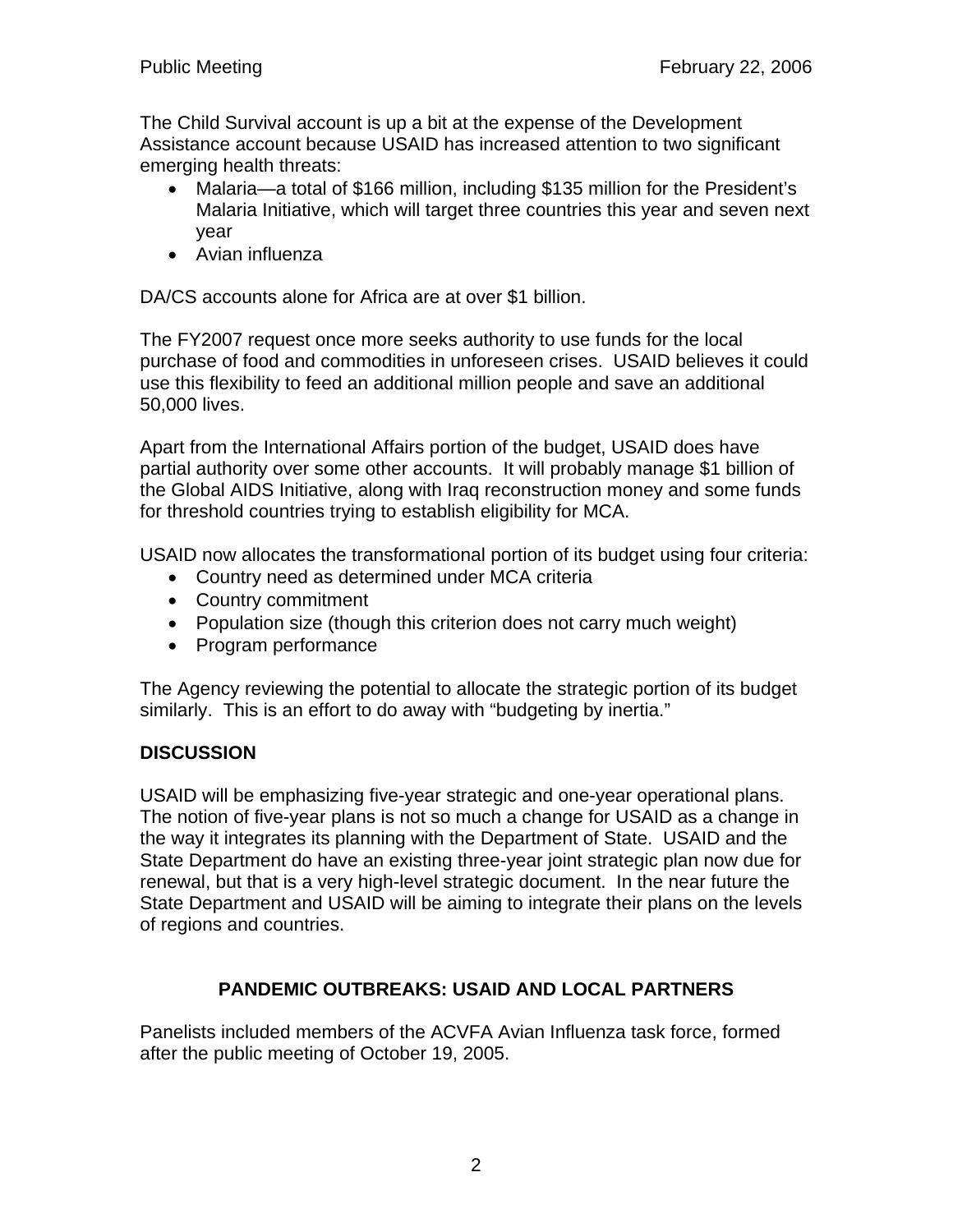The Child Survival account is up a bit at the expense of the Development Assistance account because USAID has increased attention to two significant emerging health threats:

- Malaria—a total of $166 million, including $135 million for the President's Malaria Initiative, which will target three countries this year and seven next year
- Avian influenza

DA/CS accounts alone for Africa are at over $1 billion.

The FY2007 request once more seeks authority to use funds for the local purchase of food and commodities in unforeseen crises. USAID believes it could use this flexibility to feed an additional million people and save an additional 50,000 lives.

Apart from the International Affairs portion of the budget, USAID does have partial authority over some other accounts. It will probably manage $1 billion of the Global AIDS Initiative, along with Iraq reconstruction money and some funds for threshold countries trying to establish eligibility for MCA.

USAID now allocates the transformational portion of its budget using four criteria:

- Country need as determined under MCA criteria
- Country commitment
- Population size (though this criterion does not carry much weight)
- Program performance

The Agency reviewing the potential to allocate the strategic portion of its budget similarly. This is an effort to do away with "budgeting by inertia."

## DISCUSSION

USAID will be emphasizing five-year strategic and one-year operational plans. The notion of five-year plans is not so much a change for USAID as a change in the way it integrates its planning with the Department of State. USAID and the State Department do have an existing three-year joint strategic plan now due for renewal, but that is a very high-level strategic document. In the near future the State Department and USAID will be aiming to integrate their plans on the levels of regions and countries.

## PANDEMIC OUTBREAKS: USAID AND LOCAL PARTNERS

Panelists included members of the ACVFA Avian Influenza task force, formed after the public meeting of October 19, 2005.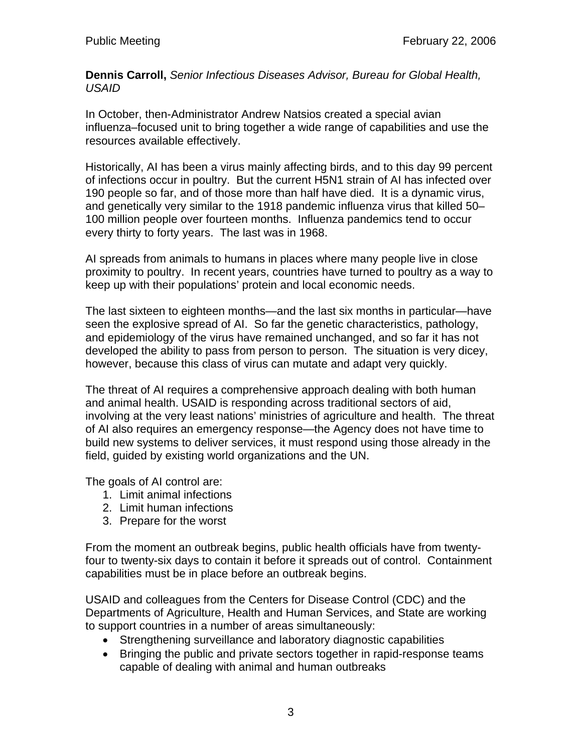**Dennis Carroll,** *Senior Infectious Diseases Advisor, Bureau for Global Health, USAID*

In October, then-Administrator Andrew Natsios created a special avian influenza–focused unit to bring together a wide range of capabilities and use the resources available effectively.

Historically, AI has been a virus mainly affecting birds, and to this day 99 percent of infections occur in poultry. But the current H5N1 strain of AI has infected over 190 people so far, and of those more than half have died. It is a dynamic virus, and genetically very similar to the 1918 pandemic influenza virus that killed 50–100 million people over fourteen months. Influenza pandemics tend to occur every thirty to forty years. The last was in 1968.

AI spreads from animals to humans in places where many people live in close proximity to poultry. In recent years, countries have turned to poultry as a way to keep up with their populations' protein and local economic needs.

The last sixteen to eighteen months—and the last six months in particular—have seen the explosive spread of AI. So far the genetic characteristics, pathology, and epidemiology of the virus have remained unchanged, and so far it has not developed the ability to pass from person to person. The situation is very dicey, however, because this class of virus can mutate and adapt very quickly.

The threat of AI requires a comprehensive approach dealing with both human and animal health. USAID is responding across traditional sectors of aid, involving at the very least nations' ministries of agriculture and health. The threat of AI also requires an emergency response—the Agency does not have time to build new systems to deliver services, it must respond using those already in the field, guided by existing world organizations and the UN.

The goals of AI control are:

1. Limit animal infections
2. Limit human infections
3. Prepare for the worst

From the moment an outbreak begins, public health officials have from twenty-four to twenty-six days to contain it before it spreads out of control. Containment capabilities must be in place before an outbreak begins.

USAID and colleagues from the Centers for Disease Control (CDC) and the Departments of Agriculture, Health and Human Services, and State are working to support countries in a number of areas simultaneously:

- Strengthening surveillance and laboratory diagnostic capabilities
- Bringing the public and private sectors together in rapid-response teams capable of dealing with animal and human outbreaks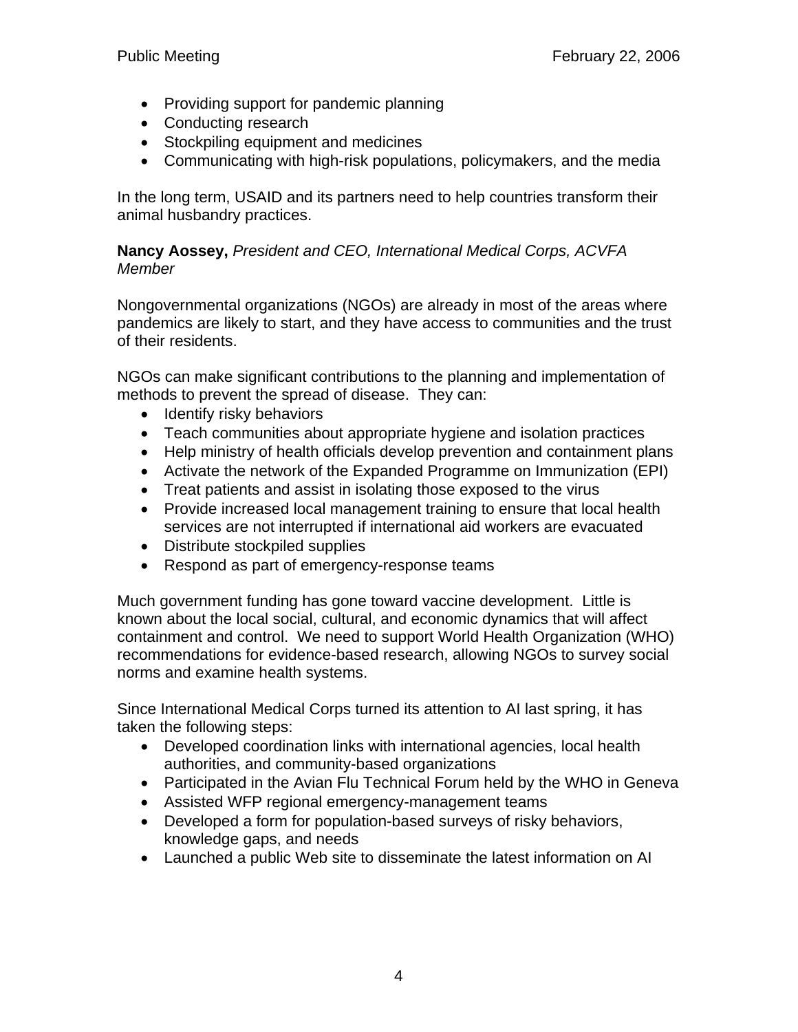- Providing support for pandemic planning
- Conducting research
- Stockpiling equipment and medicines
- Communicating with high-risk populations, policymakers, and the media

In the long term, USAID and its partners need to help countries transform their animal husbandry practices.

**Nancy Aossey,** *President and CEO, International Medical Corps, ACVFA Member*

Nongovernmental organizations (NGOs) are already in most of the areas where pandemics are likely to start, and they have access to communities and the trust of their residents.

NGOs can make significant contributions to the planning and implementation of methods to prevent the spread of disease. They can:

- Identify risky behaviors
- Teach communities about appropriate hygiene and isolation practices
- Help ministry of health officials develop prevention and containment plans
- Activate the network of the Expanded Programme on Immunization (EPI)
- Treat patients and assist in isolating those exposed to the virus
- Provide increased local management training to ensure that local health services are not interrupted if international aid workers are evacuated
- Distribute stockpiled supplies
- Respond as part of emergency-response teams

Much government funding has gone toward vaccine development. Little is known about the local social, cultural, and economic dynamics that will affect containment and control. We need to support World Health Organization (WHO) recommendations for evidence-based research, allowing NGOs to survey social norms and examine health systems.

Since International Medical Corps turned its attention to AI last spring, it has taken the following steps:

- Developed coordination links with international agencies, local health authorities, and community-based organizations
- Participated in the Avian Flu Technical Forum held by the WHO in Geneva
- Assisted WFP regional emergency-management teams
- Developed a form for population-based surveys of risky behaviors, knowledge gaps, and needs
- Launched a public Web site to disseminate the latest information on AI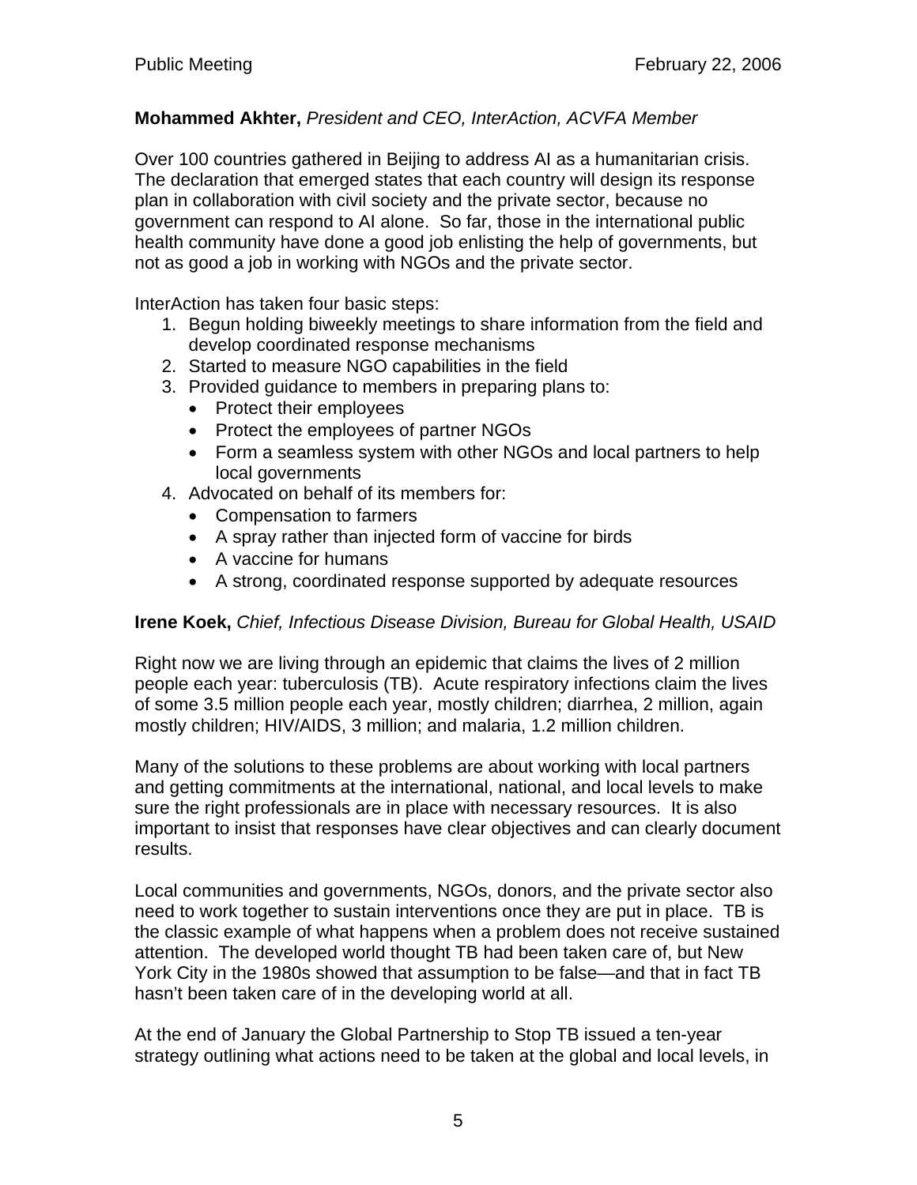**Mohammed Akhter,** *President and CEO, InterAction, ACVFA Member*

Over 100 countries gathered in Beijing to address AI as a humanitarian crisis. The declaration that emerged states that each country will design its response plan in collaboration with civil society and the private sector, because no government can respond to AI alone. So far, those in the international public health community have done a good job enlisting the help of governments, but not as good a job in working with NGOs and the private sector.

InterAction has taken four basic steps:

1. Begun holding biweekly meetings to share information from the field and develop coordinated response mechanisms
2. Started to measure NGO capabilities in the field
3. Provided guidance to members in preparing plans to:
   - Protect their employees
   - Protect the employees of partner NGOs
   - Form a seamless system with other NGOs and local partners to help local governments
4. Advocated on behalf of its members for:
   - Compensation to farmers
   - A spray rather than injected form of vaccine for birds
   - A vaccine for humans
   - A strong, coordinated response supported by adequate resources

**Irene Koek,** *Chief, Infectious Disease Division, Bureau for Global Health, USAID*

Right now we are living through an epidemic that claims the lives of 2 million people each year: tuberculosis (TB). Acute respiratory infections claim the lives of some 3.5 million people each year, mostly children; diarrhea, 2 million, again mostly children; HIV/AIDS, 3 million; and malaria, 1.2 million children.

Many of the solutions to these problems are about working with local partners and getting commitments at the international, national, and local levels to make sure the right professionals are in place with necessary resources. It is also important to insist that responses have clear objectives and can clearly document results.

Local communities and governments, NGOs, donors, and the private sector also need to work together to sustain interventions once they are put in place. TB is the classic example of what happens when a problem does not receive sustained attention. The developed world thought TB had been taken care of, but New York City in the 1980s showed that assumption to be false—and that in fact TB hasn't been taken care of in the developing world at all.

At the end of January the Global Partnership to Stop TB issued a ten-year strategy outlining what actions need to be taken at the global and local levels, in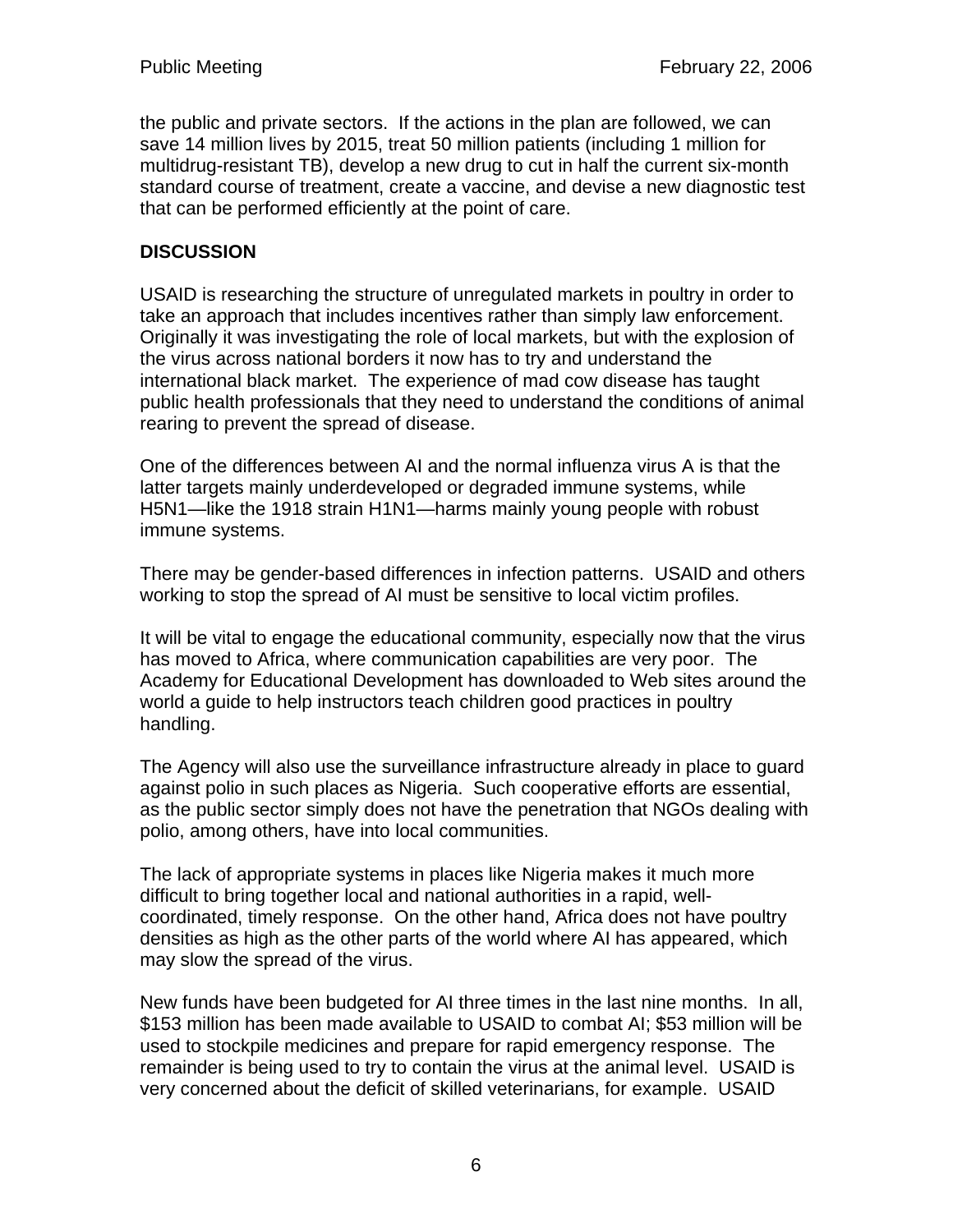the public and private sectors. If the actions in the plan are followed, we can save 14 million lives by 2015, treat 50 million patients (including 1 million for multidrug-resistant TB), develop a new drug to cut in half the current six-month standard course of treatment, create a vaccine, and devise a new diagnostic test that can be performed efficiently at the point of care.

**DISCUSSION**

USAID is researching the structure of unregulated markets in poultry in order to take an approach that includes incentives rather than simply law enforcement. Originally it was investigating the role of local markets, but with the explosion of the virus across national borders it now has to try and understand the international black market. The experience of mad cow disease has taught public health professionals that they need to understand the conditions of animal rearing to prevent the spread of disease.

One of the differences between AI and the normal influenza virus A is that the latter targets mainly underdeveloped or degraded immune systems, while H5N1—like the 1918 strain H1N1—harms mainly young people with robust immune systems.

There may be gender-based differences in infection patterns. USAID and others working to stop the spread of AI must be sensitive to local victim profiles.

It will be vital to engage the educational community, especially now that the virus has moved to Africa, where communication capabilities are very poor. The Academy for Educational Development has downloaded to Web sites around the world a guide to help instructors teach children good practices in poultry handling.

The Agency will also use the surveillance infrastructure already in place to guard against polio in such places as Nigeria. Such cooperative efforts are essential, as the public sector simply does not have the penetration that NGOs dealing with polio, among others, have into local communities.

The lack of appropriate systems in places like Nigeria makes it much more difficult to bring together local and national authorities in a rapid, well-coordinated, timely response. On the other hand, Africa does not have poultry densities as high as the other parts of the world where AI has appeared, which may slow the spread of the virus.

New funds have been budgeted for AI three times in the last nine months. In all, $153 million has been made available to USAID to combat AI; $53 million will be used to stockpile medicines and prepare for rapid emergency response. The remainder is being used to try to contain the virus at the animal level. USAID is very concerned about the deficit of skilled veterinarians, for example. USAID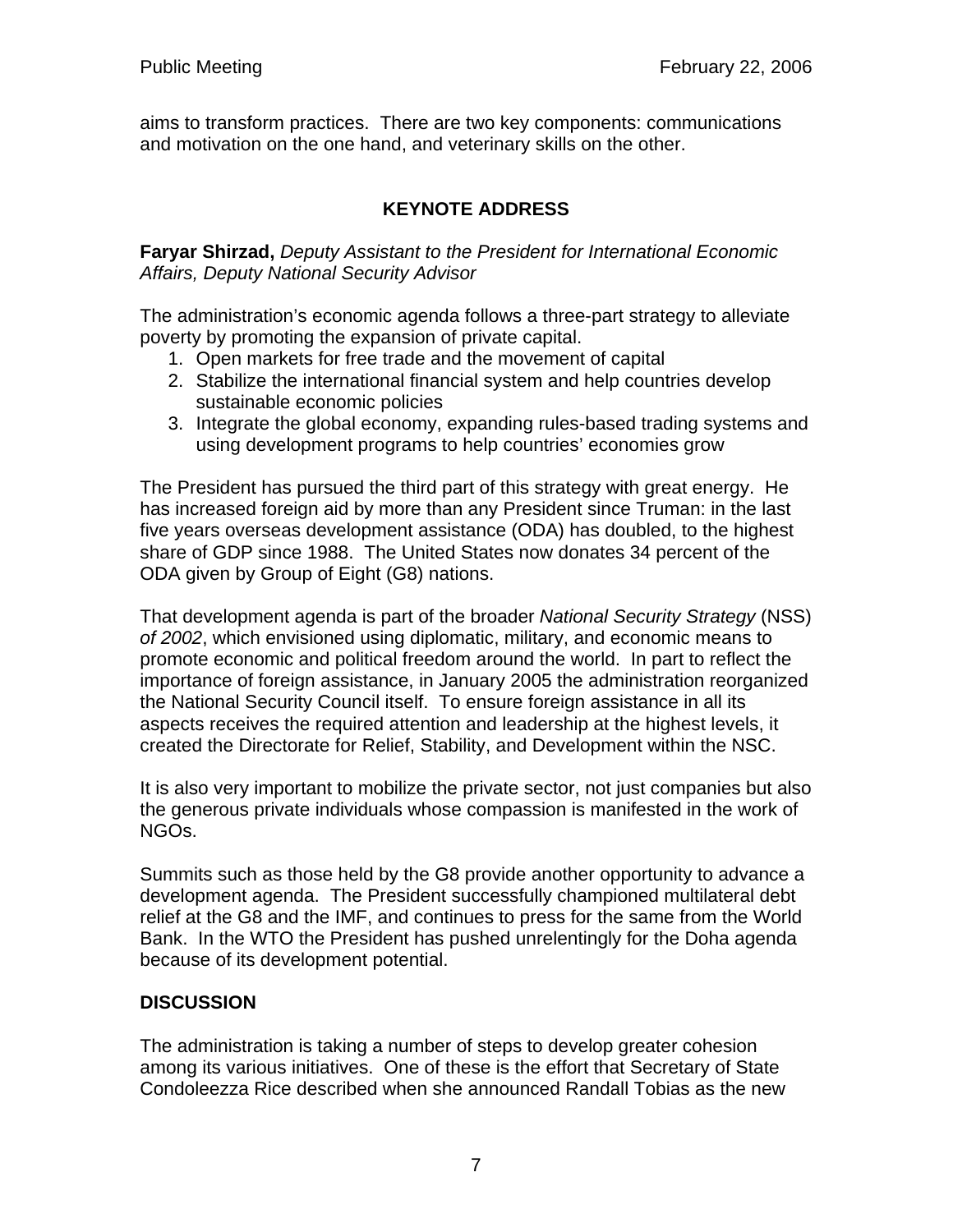aims to transform practices. There are two key components: communications and motivation on the one hand, and veterinary skills on the other.

## KEYNOTE ADDRESS

**Faryar Shirzad,** *Deputy Assistant to the President for International Economic Affairs, Deputy National Security Advisor*

The administration's economic agenda follows a three-part strategy to alleviate poverty by promoting the expansion of private capital.

1. Open markets for free trade and the movement of capital
2. Stabilize the international financial system and help countries develop sustainable economic policies
3. Integrate the global economy, expanding rules-based trading systems and using development programs to help countries' economies grow

The President has pursued the third part of this strategy with great energy. He has increased foreign aid by more than any President since Truman: in the last five years overseas development assistance (ODA) has doubled, to the highest share of GDP since 1988. The United States now donates 34 percent of the ODA given by Group of Eight (G8) nations.

That development agenda is part of the broader *National Security Strategy* (NSS) *of 2002*, which envisioned using diplomatic, military, and economic means to promote economic and political freedom around the world. In part to reflect the importance of foreign assistance, in January 2005 the administration reorganized the National Security Council itself. To ensure foreign assistance in all its aspects receives the required attention and leadership at the highest levels, it created the Directorate for Relief, Stability, and Development within the NSC.

It is also very important to mobilize the private sector, not just companies but also the generous private individuals whose compassion is manifested in the work of NGOs.

Summits such as those held by the G8 provide another opportunity to advance a development agenda. The President successfully championed multilateral debt relief at the G8 and the IMF, and continues to press for the same from the World Bank. In the WTO the President has pushed unrelentingly for the Doha agenda because of its development potential.

### DISCUSSION

The administration is taking a number of steps to develop greater cohesion among its various initiatives. One of these is the effort that Secretary of State Condoleezza Rice described when she announced Randall Tobias as the new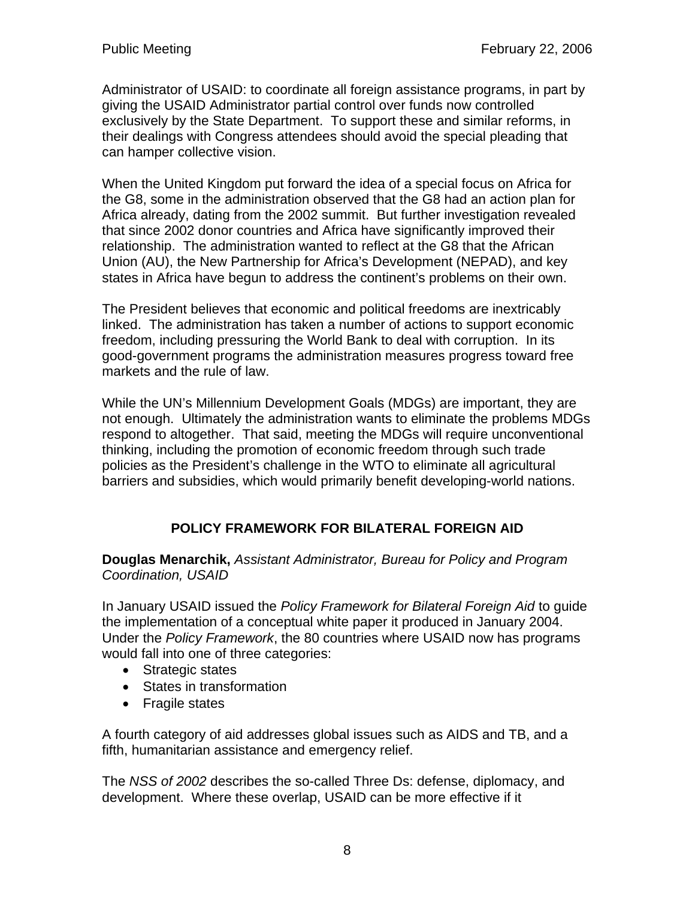Administrator of USAID: to coordinate all foreign assistance programs, in part by giving the USAID Administrator partial control over funds now controlled exclusively by the State Department. To support these and similar reforms, in their dealings with Congress attendees should avoid the special pleading that can hamper collective vision.

When the United Kingdom put forward the idea of a special focus on Africa for the G8, some in the administration observed that the G8 had an action plan for Africa already, dating from the 2002 summit. But further investigation revealed that since 2002 donor countries and Africa have significantly improved their relationship. The administration wanted to reflect at the G8 that the African Union (AU), the New Partnership for Africa's Development (NEPAD), and key states in Africa have begun to address the continent's problems on their own.

The President believes that economic and political freedoms are inextricably linked. The administration has taken a number of actions to support economic freedom, including pressuring the World Bank to deal with corruption. In its good-government programs the administration measures progress toward free markets and the rule of law.

While the UN's Millennium Development Goals (MDGs) are important, they are not enough. Ultimately the administration wants to eliminate the problems MDGs respond to altogether. That said, meeting the MDGs will require unconventional thinking, including the promotion of economic freedom through such trade policies as the President's challenge in the WTO to eliminate all agricultural barriers and subsidies, which would primarily benefit developing-world nations.

## POLICY FRAMEWORK FOR BILATERAL FOREIGN AID

**Douglas Menarchik,** *Assistant Administrator, Bureau for Policy and Program Coordination, USAID*

In January USAID issued the *Policy Framework for Bilateral Foreign Aid* to guide the implementation of a conceptual white paper it produced in January 2004. Under the *Policy Framework*, the 80 countries where USAID now has programs would fall into one of three categories:

- Strategic states
- States in transformation
- Fragile states

A fourth category of aid addresses global issues such as AIDS and TB, and a fifth, humanitarian assistance and emergency relief.

The *NSS of 2002* describes the so-called Three Ds: defense, diplomacy, and development. Where these overlap, USAID can be more effective if it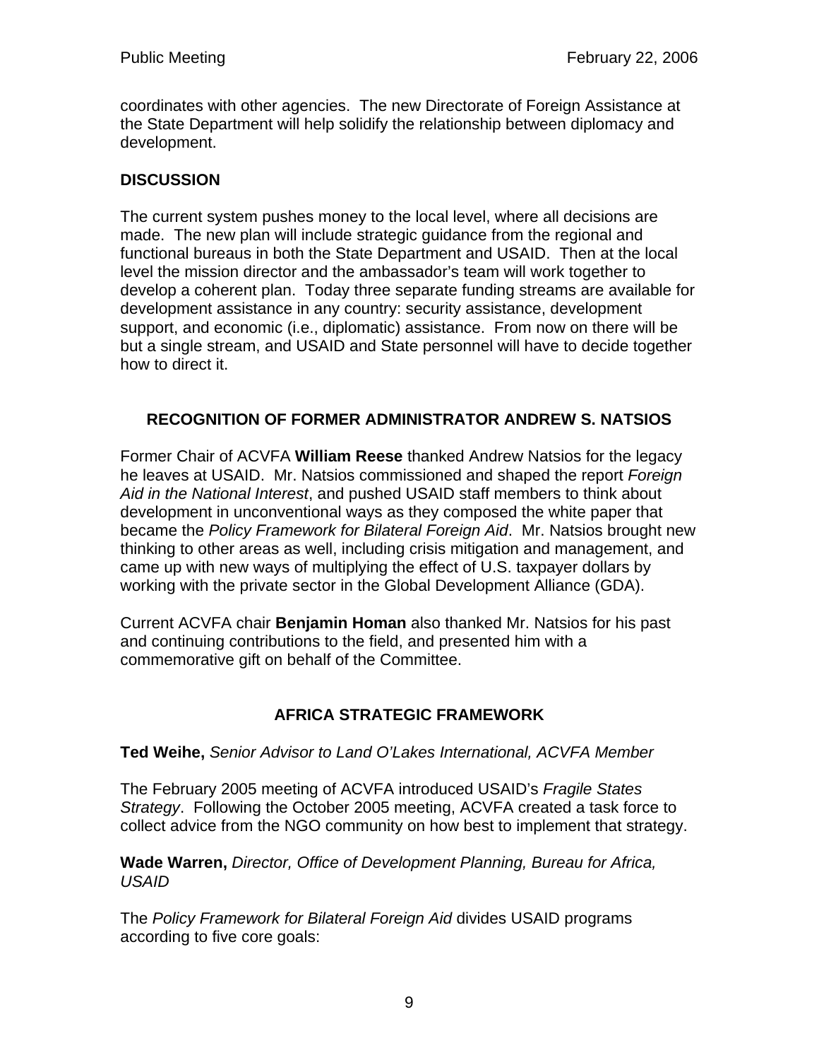coordinates with other agencies. The new Directorate of Foreign Assistance at the State Department will help solidify the relationship between diplomacy and development.

**DISCUSSION**

The current system pushes money to the local level, where all decisions are made. The new plan will include strategic guidance from the regional and functional bureaus in both the State Department and USAID. Then at the local level the mission director and the ambassador's team will work together to develop a coherent plan. Today three separate funding streams are available for development assistance in any country: security assistance, development support, and economic (i.e., diplomatic) assistance. From now on there will be but a single stream, and USAID and State personnel will have to decide together how to direct it.

## RECOGNITION OF FORMER ADMINISTRATOR ANDREW S. NATSIOS

Former Chair of ACVFA **William Reese** thanked Andrew Natsios for the legacy he leaves at USAID. Mr. Natsios commissioned and shaped the report *Foreign Aid in the National Interest*, and pushed USAID staff members to think about development in unconventional ways as they composed the white paper that became the *Policy Framework for Bilateral Foreign Aid*. Mr. Natsios brought new thinking to other areas as well, including crisis mitigation and management, and came up with new ways of multiplying the effect of U.S. taxpayer dollars by working with the private sector in the Global Development Alliance (GDA).

Current ACVFA chair **Benjamin Homan** also thanked Mr. Natsios for his past and continuing contributions to the field, and presented him with a commemorative gift on behalf of the Committee.

## AFRICA STRATEGIC FRAMEWORK

**Ted Weihe,** *Senior Advisor to Land O'Lakes International, ACVFA Member*

The February 2005 meeting of ACVFA introduced USAID's *Fragile States Strategy*. Following the October 2005 meeting, ACVFA created a task force to collect advice from the NGO community on how best to implement that strategy.

**Wade Warren,** *Director, Office of Development Planning, Bureau for Africa, USAID*

The *Policy Framework for Bilateral Foreign Aid* divides USAID programs according to five core goals: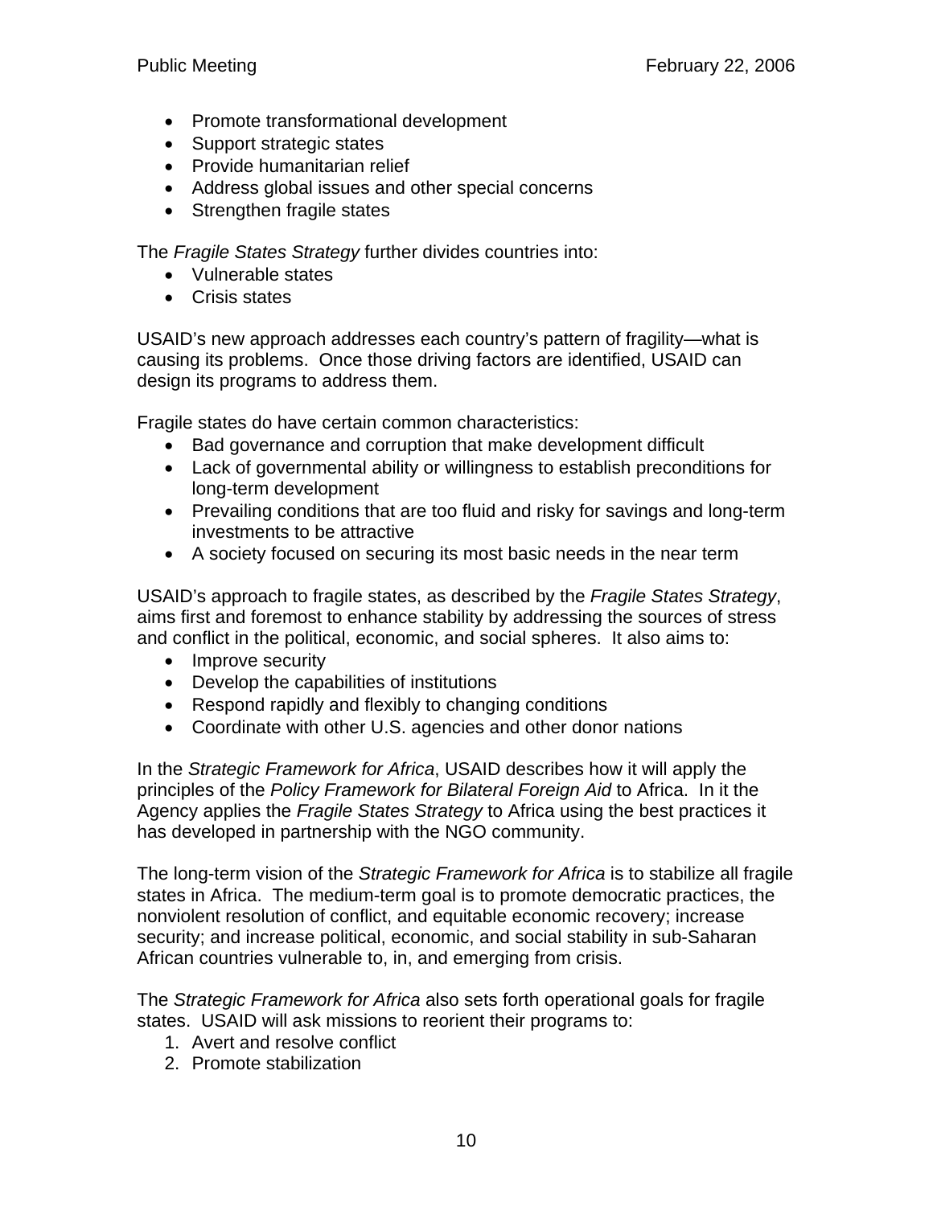- Promote transformational development
- Support strategic states
- Provide humanitarian relief
- Address global issues and other special concerns
- Strengthen fragile states

The *Fragile States Strategy* further divides countries into:

- Vulnerable states
- Crisis states

USAID's new approach addresses each country's pattern of fragility—what is causing its problems. Once those driving factors are identified, USAID can design its programs to address them.

Fragile states do have certain common characteristics:

- Bad governance and corruption that make development difficult
- Lack of governmental ability or willingness to establish preconditions for long-term development
- Prevailing conditions that are too fluid and risky for savings and long-term investments to be attractive
- A society focused on securing its most basic needs in the near term

USAID's approach to fragile states, as described by the *Fragile States Strategy*, aims first and foremost to enhance stability by addressing the sources of stress and conflict in the political, economic, and social spheres. It also aims to:

- Improve security
- Develop the capabilities of institutions
- Respond rapidly and flexibly to changing conditions
- Coordinate with other U.S. agencies and other donor nations

In the *Strategic Framework for Africa*, USAID describes how it will apply the principles of the *Policy Framework for Bilateral Foreign Aid* to Africa. In it the Agency applies the *Fragile States Strategy* to Africa using the best practices it has developed in partnership with the NGO community.

The long-term vision of the *Strategic Framework for Africa* is to stabilize all fragile states in Africa. The medium-term goal is to promote democratic practices, the nonviolent resolution of conflict, and equitable economic recovery; increase security; and increase political, economic, and social stability in sub-Saharan African countries vulnerable to, in, and emerging from crisis.

The *Strategic Framework for Africa* also sets forth operational goals for fragile states. USAID will ask missions to reorient their programs to:

1. Avert and resolve conflict
2. Promote stabilization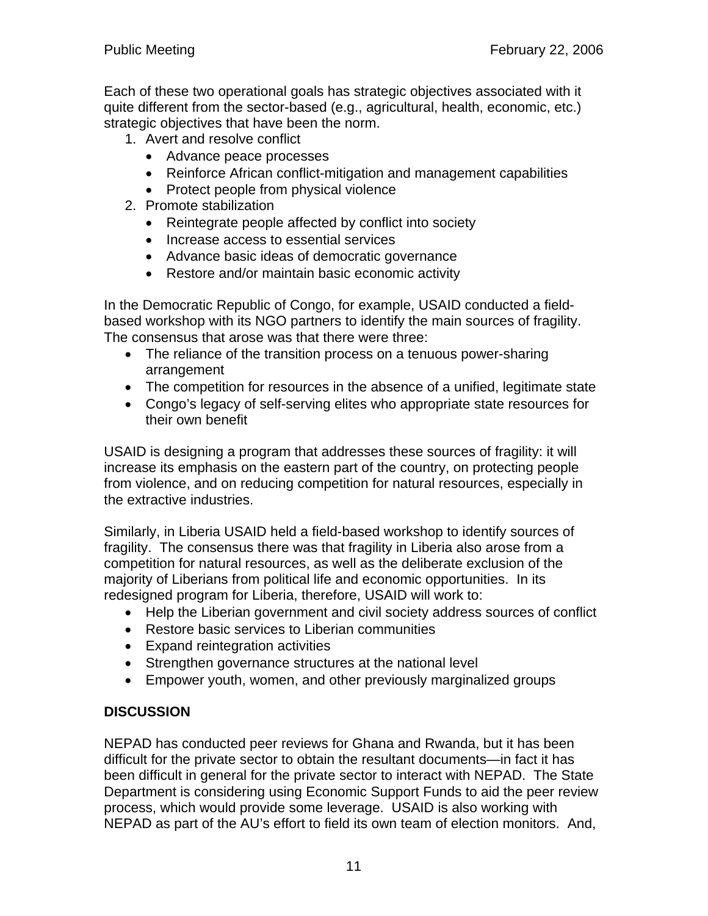Each of these two operational goals has strategic objectives associated with it quite different from the sector-based (e.g., agricultural, health, economic, etc.) strategic objectives that have been the norm.

1. Avert and resolve conflict
   - Advance peace processes
   - Reinforce African conflict-mitigation and management capabilities
   - Protect people from physical violence
2. Promote stabilization
   - Reintegrate people affected by conflict into society
   - Increase access to essential services
   - Advance basic ideas of democratic governance
   - Restore and/or maintain basic economic activity

In the Democratic Republic of Congo, for example, USAID conducted a field-based workshop with its NGO partners to identify the main sources of fragility. The consensus that arose was that there were three:

- The reliance of the transition process on a tenuous power-sharing arrangement
- The competition for resources in the absence of a unified, legitimate state
- Congo's legacy of self-serving elites who appropriate state resources for their own benefit

USAID is designing a program that addresses these sources of fragility: it will increase its emphasis on the eastern part of the country, on protecting people from violence, and on reducing competition for natural resources, especially in the extractive industries.

Similarly, in Liberia USAID held a field-based workshop to identify sources of fragility. The consensus there was that fragility in Liberia also arose from a competition for natural resources, as well as the deliberate exclusion of the majority of Liberians from political life and economic opportunities. In its redesigned program for Liberia, therefore, USAID will work to:

- Help the Liberian government and civil society address sources of conflict
- Restore basic services to Liberian communities
- Expand reintegration activities
- Strengthen governance structures at the national level
- Empower youth, women, and other previously marginalized groups

## DISCUSSION

NEPAD has conducted peer reviews for Ghana and Rwanda, but it has been difficult for the private sector to obtain the resultant documents—in fact it has been difficult in general for the private sector to interact with NEPAD. The State Department is considering using Economic Support Funds to aid the peer review process, which would provide some leverage. USAID is also working with NEPAD as part of the AU's effort to field its own team of election monitors. And,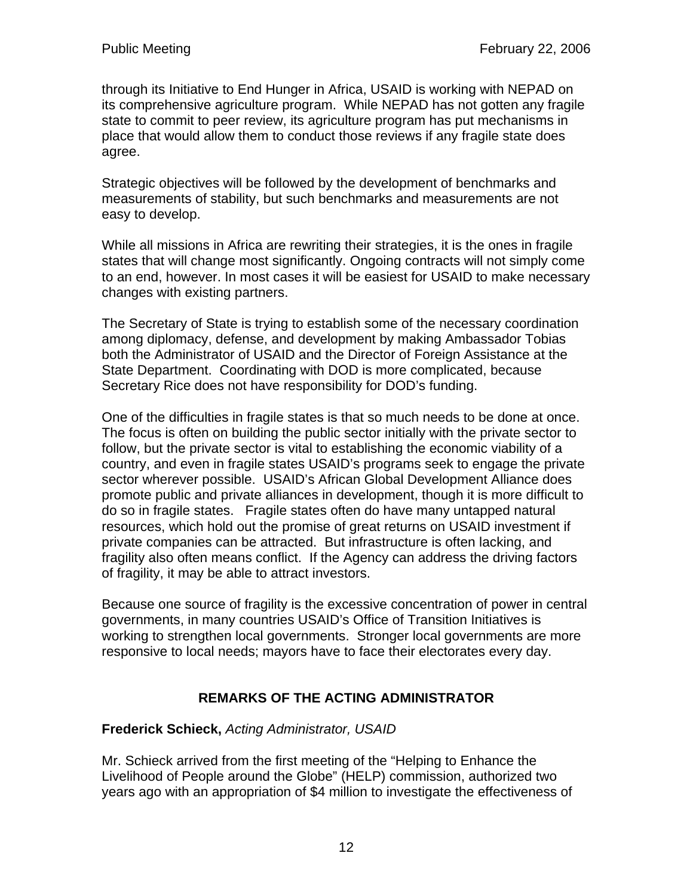through its Initiative to End Hunger in Africa, USAID is working with NEPAD on its comprehensive agriculture program. While NEPAD has not gotten any fragile state to commit to peer review, its agriculture program has put mechanisms in place that would allow them to conduct those reviews if any fragile state does agree.

Strategic objectives will be followed by the development of benchmarks and measurements of stability, but such benchmarks and measurements are not easy to develop.

While all missions in Africa are rewriting their strategies, it is the ones in fragile states that will change most significantly. Ongoing contracts will not simply come to an end, however. In most cases it will be easiest for USAID to make necessary changes with existing partners.

The Secretary of State is trying to establish some of the necessary coordination among diplomacy, defense, and development by making Ambassador Tobias both the Administrator of USAID and the Director of Foreign Assistance at the State Department. Coordinating with DOD is more complicated, because Secretary Rice does not have responsibility for DOD's funding.

One of the difficulties in fragile states is that so much needs to be done at once. The focus is often on building the public sector initially with the private sector to follow, but the private sector is vital to establishing the economic viability of a country, and even in fragile states USAID's programs seek to engage the private sector wherever possible. USAID's African Global Development Alliance does promote public and private alliances in development, though it is more difficult to do so in fragile states. Fragile states often do have many untapped natural resources, which hold out the promise of great returns on USAID investment if private companies can be attracted. But infrastructure is often lacking, and fragility also often means conflict. If the Agency can address the driving factors of fragility, it may be able to attract investors.

Because one source of fragility is the excessive concentration of power in central governments, in many countries USAID's Office of Transition Initiatives is working to strengthen local governments. Stronger local governments are more responsive to local needs; mayors have to face their electorates every day.

## REMARKS OF THE ACTING ADMINISTRATOR

**Frederick Schieck,** *Acting Administrator, USAID*

Mr. Schieck arrived from the first meeting of the "Helping to Enhance the Livelihood of People around the Globe" (HELP) commission, authorized two years ago with an appropriation of $4 million to investigate the effectiveness of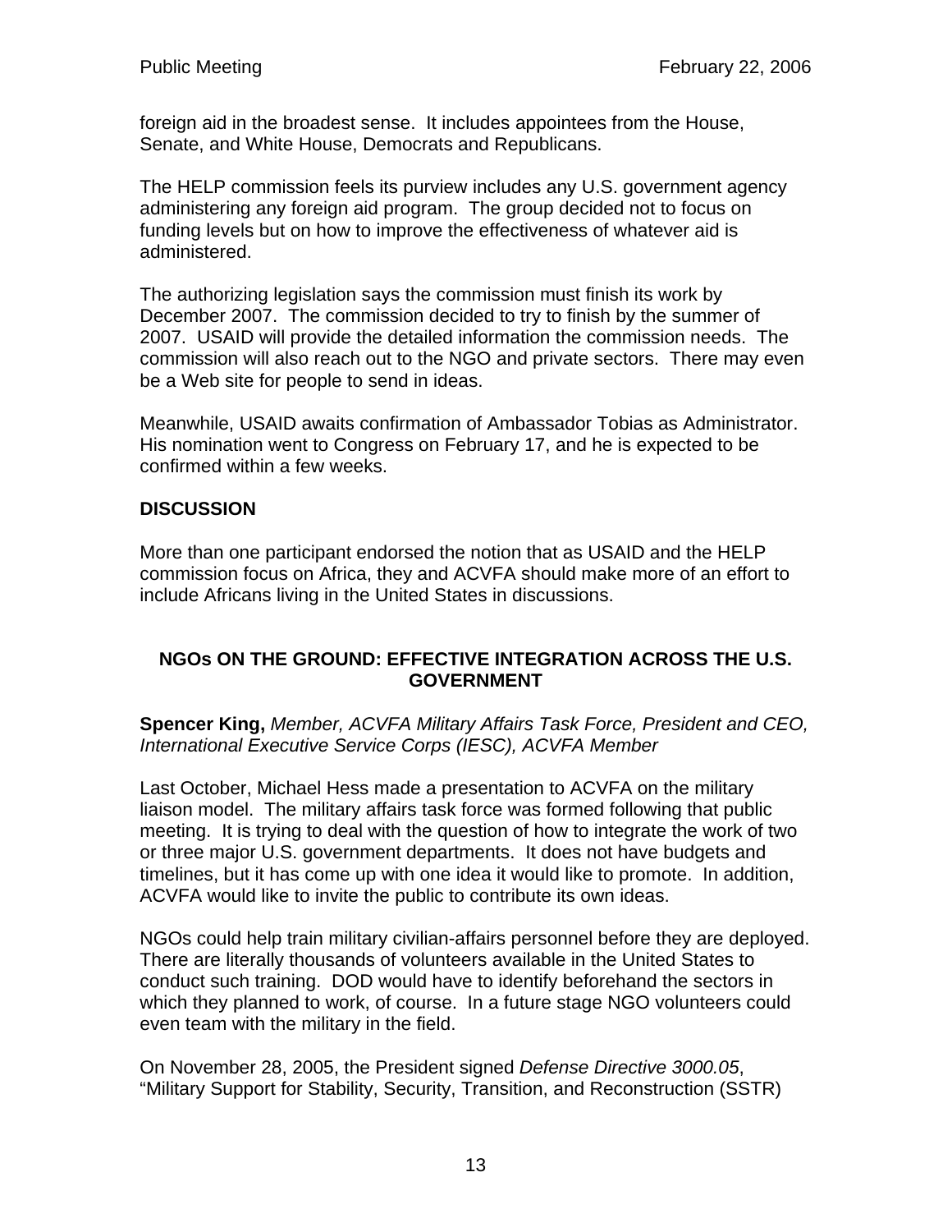foreign aid in the broadest sense. It includes appointees from the House, Senate, and White House, Democrats and Republicans.

The HELP commission feels its purview includes any U.S. government agency administering any foreign aid program. The group decided not to focus on funding levels but on how to improve the effectiveness of whatever aid is administered.

The authorizing legislation says the commission must finish its work by December 2007. The commission decided to try to finish by the summer of 2007. USAID will provide the detailed information the commission needs. The commission will also reach out to the NGO and private sectors. There may even be a Web site for people to send in ideas.

Meanwhile, USAID awaits confirmation of Ambassador Tobias as Administrator. His nomination went to Congress on February 17, and he is expected to be confirmed within a few weeks.

## DISCUSSION

More than one participant endorsed the notion that as USAID and the HELP commission focus on Africa, they and ACVFA should make more of an effort to include Africans living in the United States in discussions.

## NGOs ON THE GROUND: EFFECTIVE INTEGRATION ACROSS THE U.S. GOVERNMENT

**Spencer King,** *Member, ACVFA Military Affairs Task Force, President and CEO, International Executive Service Corps (IESC), ACVFA Member*

Last October, Michael Hess made a presentation to ACVFA on the military liaison model. The military affairs task force was formed following that public meeting. It is trying to deal with the question of how to integrate the work of two or three major U.S. government departments. It does not have budgets and timelines, but it has come up with one idea it would like to promote. In addition, ACVFA would like to invite the public to contribute its own ideas.

NGOs could help train military civilian-affairs personnel before they are deployed. There are literally thousands of volunteers available in the United States to conduct such training. DOD would have to identify beforehand the sectors in which they planned to work, of course. In a future stage NGO volunteers could even team with the military in the field.

On November 28, 2005, the President signed *Defense Directive 3000.05*, "Military Support for Stability, Security, Transition, and Reconstruction (SSTR)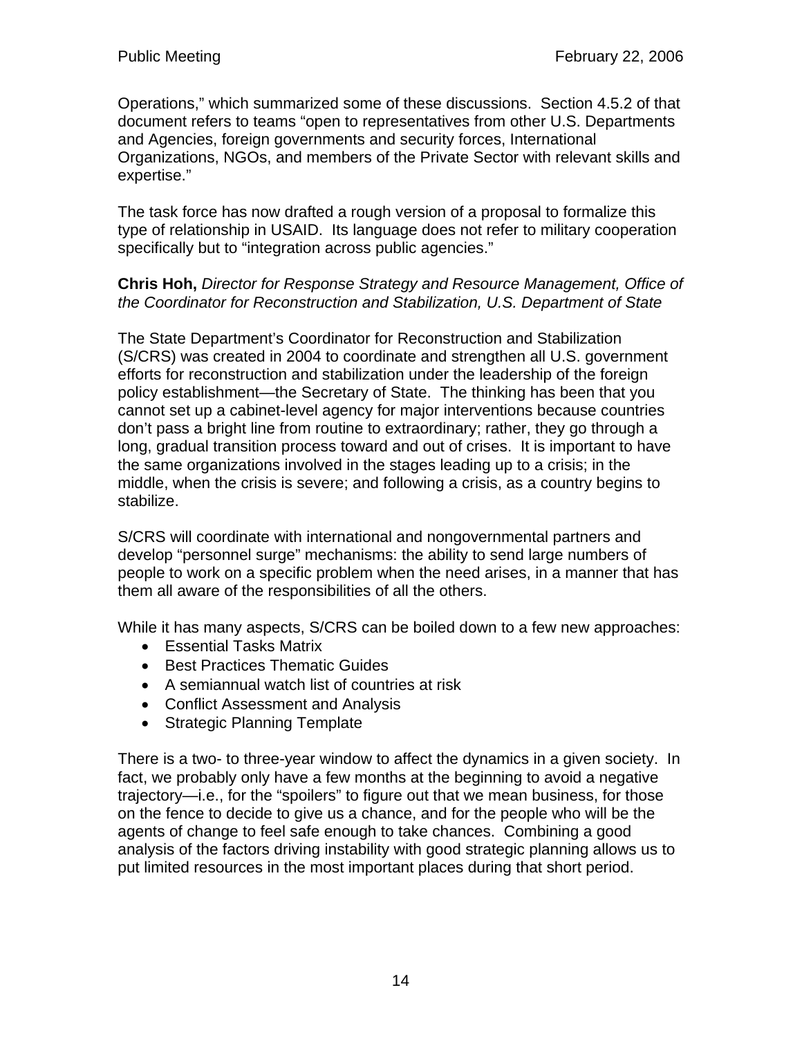Operations," which summarized some of these discussions.  Section 4.5.2 of that document refers to teams "open to representatives from other U.S. Departments and Agencies, foreign governments and security forces, International Organizations, NGOs, and members of the Private Sector with relevant skills and expertise."

The task force has now drafted a rough version of a proposal to formalize this type of relationship in USAID.  Its language does not refer to military cooperation specifically but to "integration across public agencies."

**Chris Hoh,** *Director for Response Strategy and Resource Management, Office of the Coordinator for Reconstruction and Stabilization, U.S. Department of State*

The State Department's Coordinator for Reconstruction and Stabilization (S/CRS) was created in 2004 to coordinate and strengthen all U.S. government efforts for reconstruction and stabilization under the leadership of the foreign policy establishment—the Secretary of State.  The thinking has been that you cannot set up a cabinet-level agency for major interventions because countries don't pass a bright line from routine to extraordinary; rather, they go through a long, gradual transition process toward and out of crises.  It is important to have the same organizations involved in the stages leading up to a crisis; in the middle, when the crisis is severe; and following a crisis, as a country begins to stabilize.

S/CRS will coordinate with international and nongovernmental partners and develop "personnel surge" mechanisms: the ability to send large numbers of people to work on a specific problem when the need arises, in a manner that has them all aware of the responsibilities of all the others.

While it has many aspects, S/CRS can be boiled down to a few new approaches:

- Essential Tasks Matrix
- Best Practices Thematic Guides
- A semiannual watch list of countries at risk
- Conflict Assessment and Analysis
- Strategic Planning Template

There is a two- to three-year window to affect the dynamics in a given society.  In fact, we probably only have a few months at the beginning to avoid a negative trajectory—i.e., for the "spoilers" to figure out that we mean business, for those on the fence to decide to give us a chance, and for the people who will be the agents of change to feel safe enough to take chances.  Combining a good analysis of the factors driving instability with good strategic planning allows us to put limited resources in the most important places during that short period.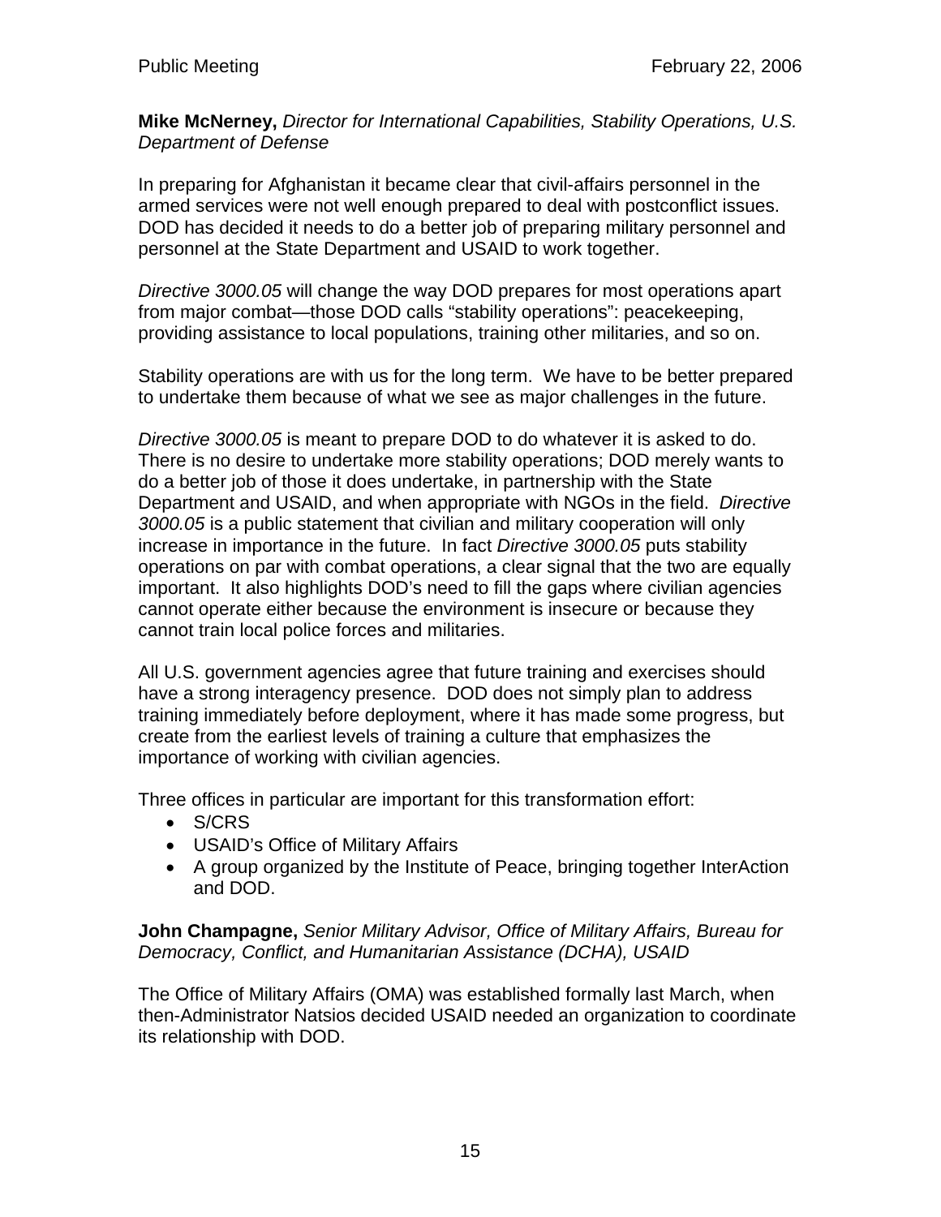**Mike McNerney,** *Director for International Capabilities, Stability Operations, U.S. Department of Defense*

In preparing for Afghanistan it became clear that civil-affairs personnel in the armed services were not well enough prepared to deal with postconflict issues. DOD has decided it needs to do a better job of preparing military personnel and personnel at the State Department and USAID to work together.

*Directive 3000.05* will change the way DOD prepares for most operations apart from major combat—those DOD calls "stability operations": peacekeeping, providing assistance to local populations, training other militaries, and so on.

Stability operations are with us for the long term. We have to be better prepared to undertake them because of what we see as major challenges in the future.

*Directive 3000.05* is meant to prepare DOD to do whatever it is asked to do. There is no desire to undertake more stability operations; DOD merely wants to do a better job of those it does undertake, in partnership with the State Department and USAID, and when appropriate with NGOs in the field. *Directive 3000.05* is a public statement that civilian and military cooperation will only increase in importance in the future. In fact *Directive 3000.05* puts stability operations on par with combat operations, a clear signal that the two are equally important. It also highlights DOD's need to fill the gaps where civilian agencies cannot operate either because the environment is insecure or because they cannot train local police forces and militaries.

All U.S. government agencies agree that future training and exercises should have a strong interagency presence. DOD does not simply plan to address training immediately before deployment, where it has made some progress, but create from the earliest levels of training a culture that emphasizes the importance of working with civilian agencies.

Three offices in particular are important for this transformation effort:

- S/CRS
- USAID's Office of Military Affairs
- A group organized by the Institute of Peace, bringing together InterAction and DOD.

**John Champagne,** *Senior Military Advisor, Office of Military Affairs, Bureau for Democracy, Conflict, and Humanitarian Assistance (DCHA), USAID*

The Office of Military Affairs (OMA) was established formally last March, when then-Administrator Natsios decided USAID needed an organization to coordinate its relationship with DOD.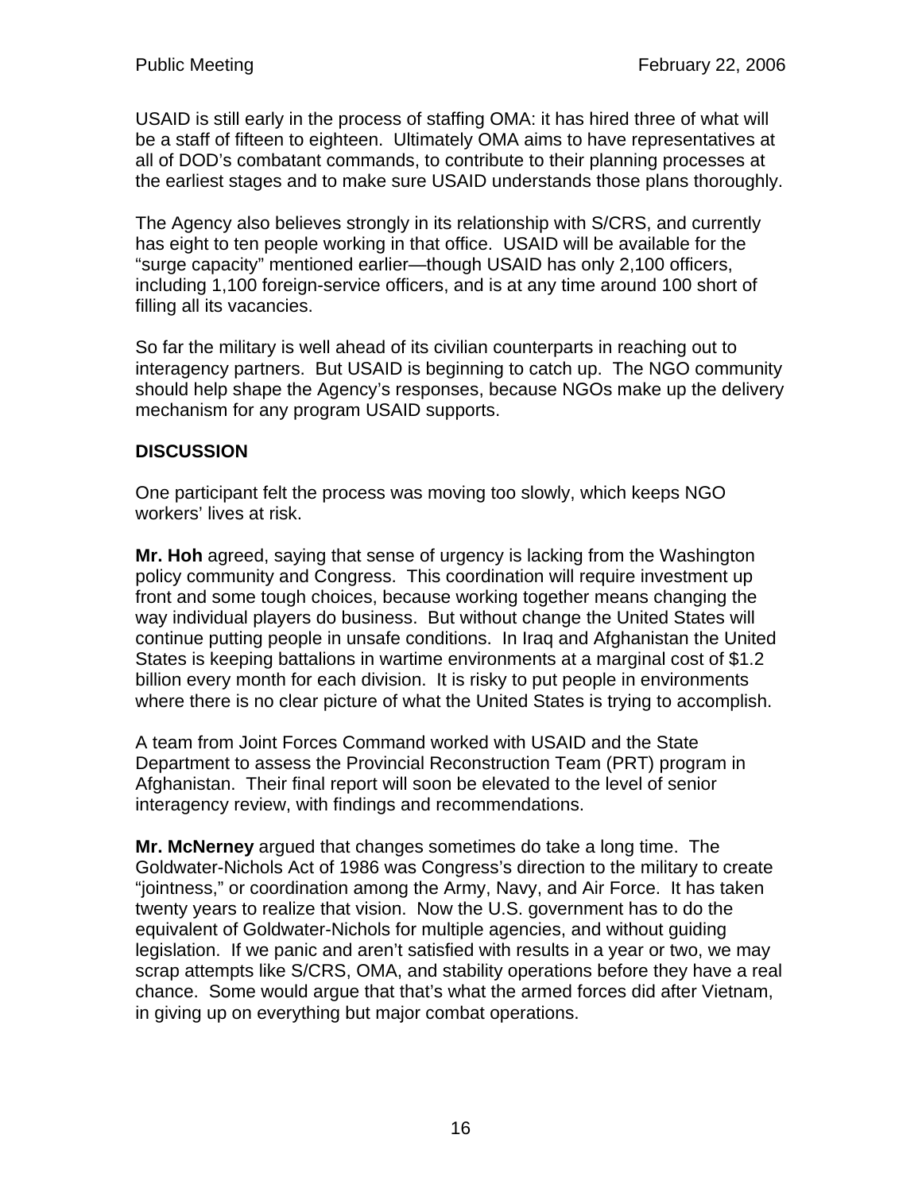USAID is still early in the process of staffing OMA: it has hired three of what will be a staff of fifteen to eighteen. Ultimately OMA aims to have representatives at all of DOD's combatant commands, to contribute to their planning processes at the earliest stages and to make sure USAID understands those plans thoroughly.

The Agency also believes strongly in its relationship with S/CRS, and currently has eight to ten people working in that office. USAID will be available for the "surge capacity" mentioned earlier—though USAID has only 2,100 officers, including 1,100 foreign-service officers, and is at any time around 100 short of filling all its vacancies.

So far the military is well ahead of its civilian counterparts in reaching out to interagency partners. But USAID is beginning to catch up. The NGO community should help shape the Agency's responses, because NGOs make up the delivery mechanism for any program USAID supports.

## DISCUSSION

One participant felt the process was moving too slowly, which keeps NGO workers' lives at risk.

**Mr. Hoh** agreed, saying that sense of urgency is lacking from the Washington policy community and Congress. This coordination will require investment up front and some tough choices, because working together means changing the way individual players do business. But without change the United States will continue putting people in unsafe conditions. In Iraq and Afghanistan the United States is keeping battalions in wartime environments at a marginal cost of $1.2 billion every month for each division. It is risky to put people in environments where there is no clear picture of what the United States is trying to accomplish.

A team from Joint Forces Command worked with USAID and the State Department to assess the Provincial Reconstruction Team (PRT) program in Afghanistan. Their final report will soon be elevated to the level of senior interagency review, with findings and recommendations.

**Mr. McNerney** argued that changes sometimes do take a long time. The Goldwater-Nichols Act of 1986 was Congress's direction to the military to create "jointness," or coordination among the Army, Navy, and Air Force. It has taken twenty years to realize that vision. Now the U.S. government has to do the equivalent of Goldwater-Nichols for multiple agencies, and without guiding legislation. If we panic and aren't satisfied with results in a year or two, we may scrap attempts like S/CRS, OMA, and stability operations before they have a real chance. Some would argue that that's what the armed forces did after Vietnam, in giving up on everything but major combat operations.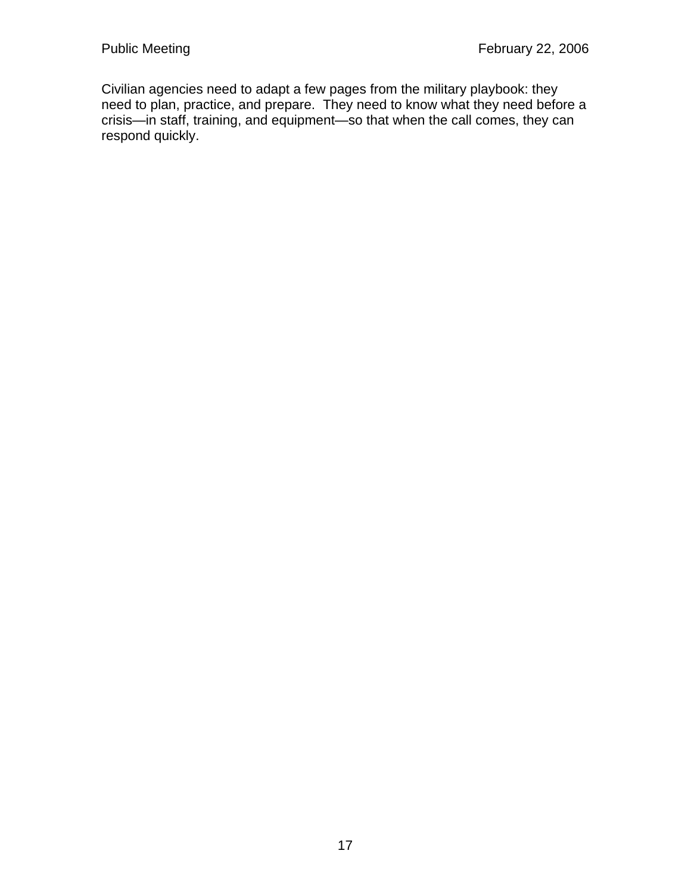Civilian agencies need to adapt a few pages from the military playbook: they need to plan, practice, and prepare. They need to know what they need before a crisis—in staff, training, and equipment—so that when the call comes, they can respond quickly.